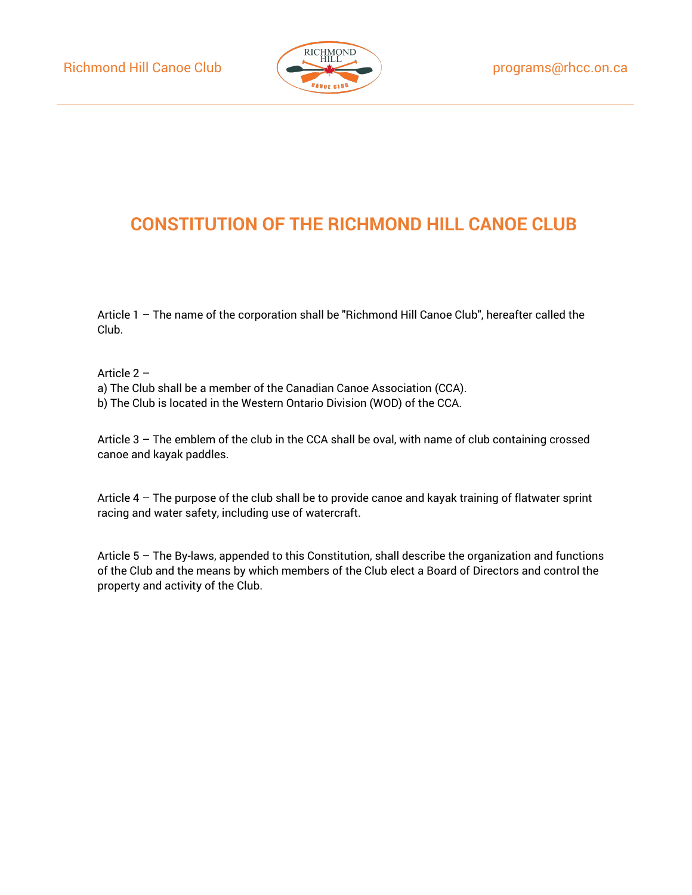# CONSTITUTION OF THE RICHMOND HILL CANOE CLUB

Article 1 – The name of the corporation shall be "Richmond Hill Canoe Club", hereafter called the Club.

Article 2 –
a) The Club shall be a member of the Canadian Canoe Association (CCA).
b) The Club is located in the Western Ontario Division (WOD) of the CCA.

Article 3 – The emblem of the club in the CCA shall be oval, with name of club containing crossed canoe and kayak paddles.

Article 4 – The purpose of the club shall be to provide canoe and kayak training of flatwater sprint racing and water safety, including use of watercraft.

Article 5 – The By-laws, appended to this Constitution, shall describe the organization and functions of the Club and the means by which members of the Club elect a Board of Directors and control the property and activity of the Club.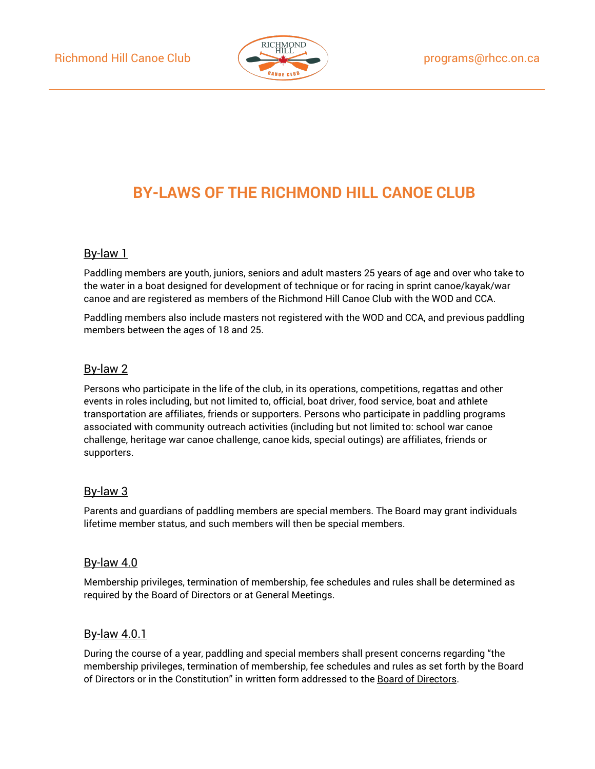# BY-LAWS OF THE RICHMOND HILL CANOE CLUB

## By-law 1

Paddling members are youth, juniors, seniors and adult masters 25 years of age and over who take to the water in a boat designed for development of technique or for racing in sprint canoe/kayak/war canoe and are registered as members of the Richmond Hill Canoe Club with the WOD and CCA.

Paddling members also include masters not registered with the WOD and CCA, and previous paddling members between the ages of 18 and 25.

## By-law 2

Persons who participate in the life of the club, in its operations, competitions, regattas and other events in roles including, but not limited to, official, boat driver, food service, boat and athlete transportation are affiliates, friends or supporters. Persons who participate in paddling programs associated with community outreach activities (including but not limited to: school war canoe challenge, heritage war canoe challenge, canoe kids, special outings) are affiliates, friends or supporters.

## By-law 3

Parents and guardians of paddling members are special members. The Board may grant individuals lifetime member status, and such members will then be special members.

## By-law 4.0

Membership privileges, termination of membership, fee schedules and rules shall be determined as required by the Board of Directors or at General Meetings.

## By-law 4.0.1

During the course of a year, paddling and special members shall present concerns regarding "the membership privileges, termination of membership, fee schedules and rules as set forth by the Board of Directors or in the Constitution" in written form addressed to the Board of Directors.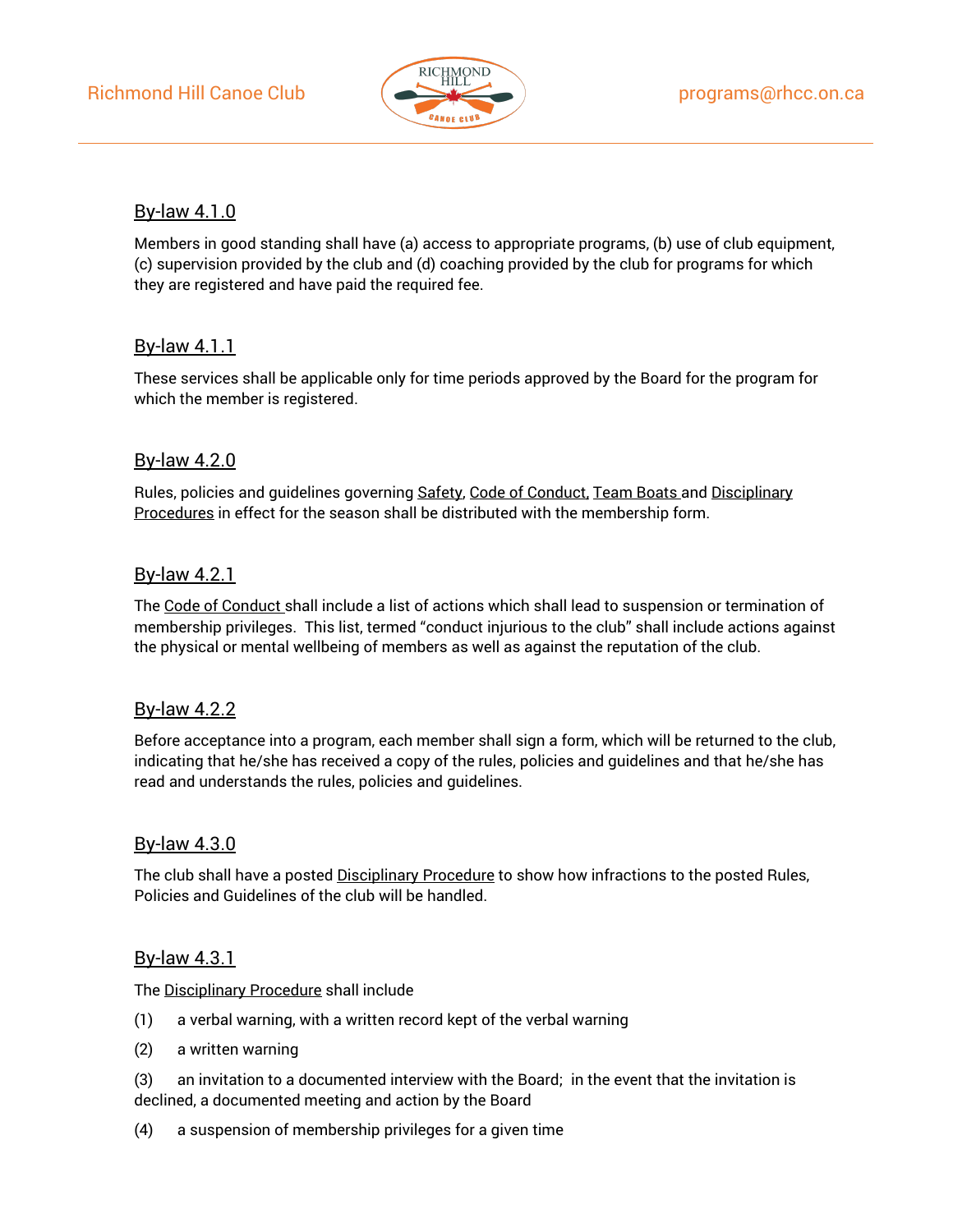### By-law 4.1.0

Members in good standing shall have (a) access to appropriate programs, (b) use of club equipment, (c) supervision provided by the club and (d) coaching provided by the club for programs for which they are registered and have paid the required fee.

### By-law 4.1.1

These services shall be applicable only for time periods approved by the Board for the program for which the member is registered.

### By-law 4.2.0

Rules, policies and guidelines governing Safety, Code of Conduct, Team Boats and Disciplinary Procedures in effect for the season shall be distributed with the membership form.

### By-law 4.2.1

The Code of Conduct shall include a list of actions which shall lead to suspension or termination of membership privileges. This list, termed "conduct injurious to the club" shall include actions against the physical or mental wellbeing of members as well as against the reputation of the club.

### By-law 4.2.2

Before acceptance into a program, each member shall sign a form, which will be returned to the club, indicating that he/she has received a copy of the rules, policies and guidelines and that he/she has read and understands the rules, policies and guidelines.

### By-law 4.3.0

The club shall have a posted Disciplinary Procedure to show how infractions to the posted Rules, Policies and Guidelines of the club will be handled.

### By-law 4.3.1

The Disciplinary Procedure shall include

(1) a verbal warning, with a written record kept of the verbal warning

(2) a written warning

(3) an invitation to a documented interview with the Board; in the event that the invitation is declined, a documented meeting and action by the Board

(4) a suspension of membership privileges for a given time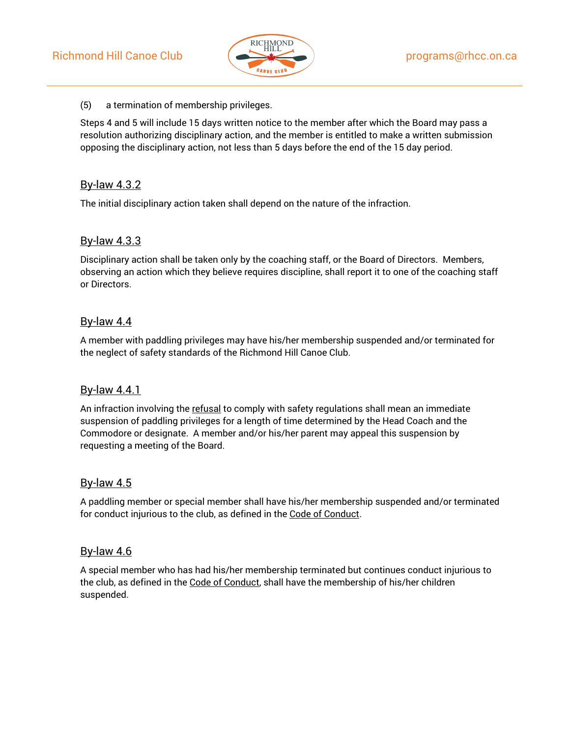(5)  a termination of membership privileges.

Steps 4 and 5 will include 15 days written notice to the member after which the Board may pass a resolution authorizing disciplinary action, and the member is entitled to make a written submission opposing the disciplinary action, not less than 5 days before the end of the 15 day period.

## By-law 4.3.2

The initial disciplinary action taken shall depend on the nature of the infraction.

## By-law 4.3.3

Disciplinary action shall be taken only by the coaching staff, or the Board of Directors. Members, observing an action which they believe requires discipline, shall report it to one of the coaching staff or Directors.

## By-law 4.4

A member with paddling privileges may have his/her membership suspended and/or terminated for the neglect of safety standards of the Richmond Hill Canoe Club.

## By-law 4.4.1

An infraction involving the refusal to comply with safety regulations shall mean an immediate suspension of paddling privileges for a length of time determined by the Head Coach and the Commodore or designate. A member and/or his/her parent may appeal this suspension by requesting a meeting of the Board.

## By-law 4.5

A paddling member or special member shall have his/her membership suspended and/or terminated for conduct injurious to the club, as defined in the Code of Conduct.

## By-law 4.6

A special member who has had his/her membership terminated but continues conduct injurious to the club, as defined in the Code of Conduct, shall have the membership of his/her children suspended.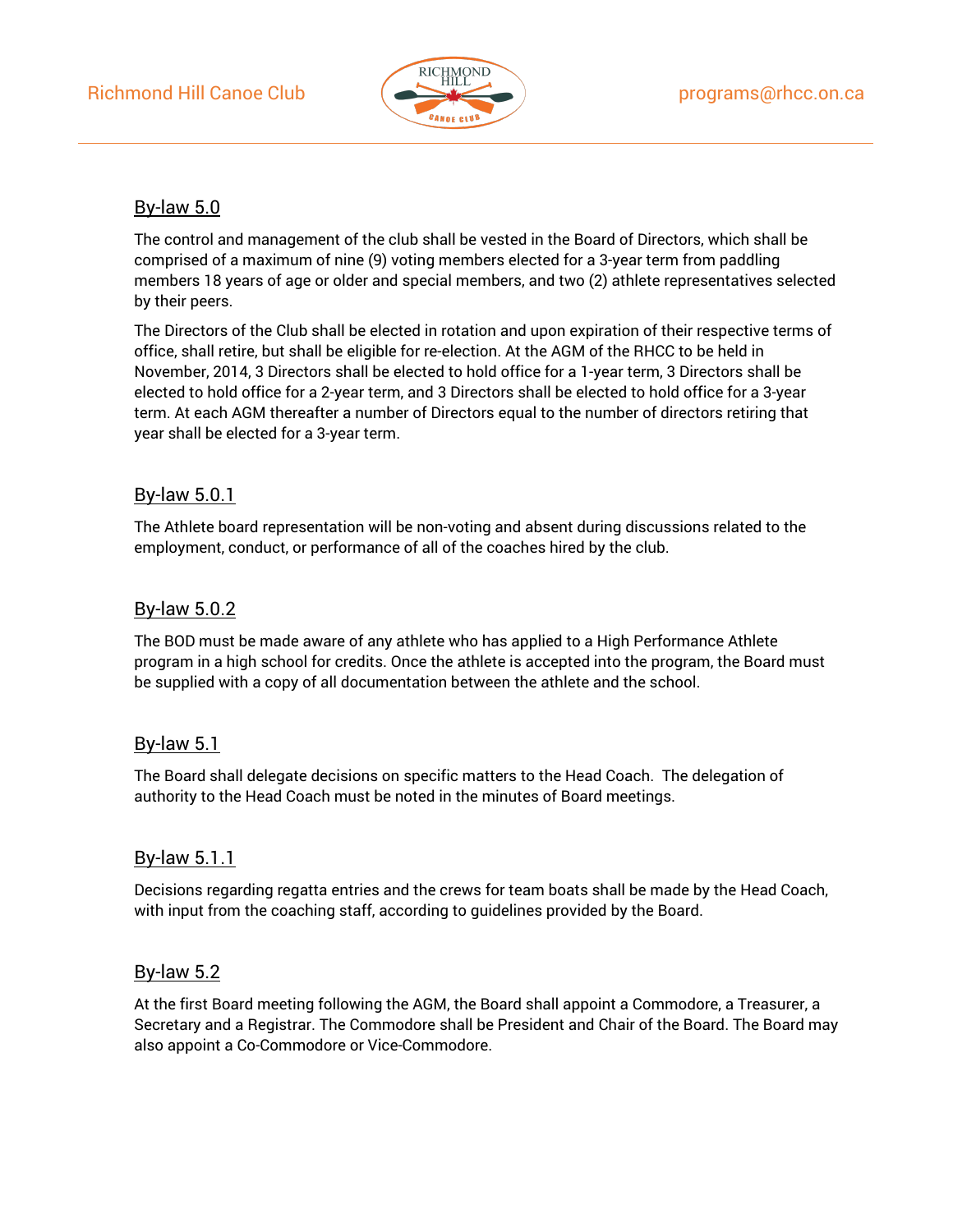## By-law 5.0

The control and management of the club shall be vested in the Board of Directors, which shall be comprised of a maximum of nine (9) voting members elected for a 3-year term from paddling members 18 years of age or older and special members, and two (2) athlete representatives selected by their peers.

The Directors of the Club shall be elected in rotation and upon expiration of their respective terms of office, shall retire, but shall be eligible for re-election. At the AGM of the RHCC to be held in November, 2014, 3 Directors shall be elected to hold office for a 1-year term, 3 Directors shall be elected to hold office for a 2-year term, and 3 Directors shall be elected to hold office for a 3-year term. At each AGM thereafter a number of Directors equal to the number of directors retiring that year shall be elected for a 3-year term.

## By-law 5.0.1

The Athlete board representation will be non-voting and absent during discussions related to the employment, conduct, or performance of all of the coaches hired by the club.

## By-law 5.0.2

The BOD must be made aware of any athlete who has applied to a High Performance Athlete program in a high school for credits. Once the athlete is accepted into the program, the Board must be supplied with a copy of all documentation between the athlete and the school.

## By-law 5.1

The Board shall delegate decisions on specific matters to the Head Coach. The delegation of authority to the Head Coach must be noted in the minutes of Board meetings.

## By-law 5.1.1

Decisions regarding regatta entries and the crews for team boats shall be made by the Head Coach, with input from the coaching staff, according to guidelines provided by the Board.

## By-law 5.2

At the first Board meeting following the AGM, the Board shall appoint a Commodore, a Treasurer, a Secretary and a Registrar. The Commodore shall be President and Chair of the Board. The Board may also appoint a Co-Commodore or Vice-Commodore.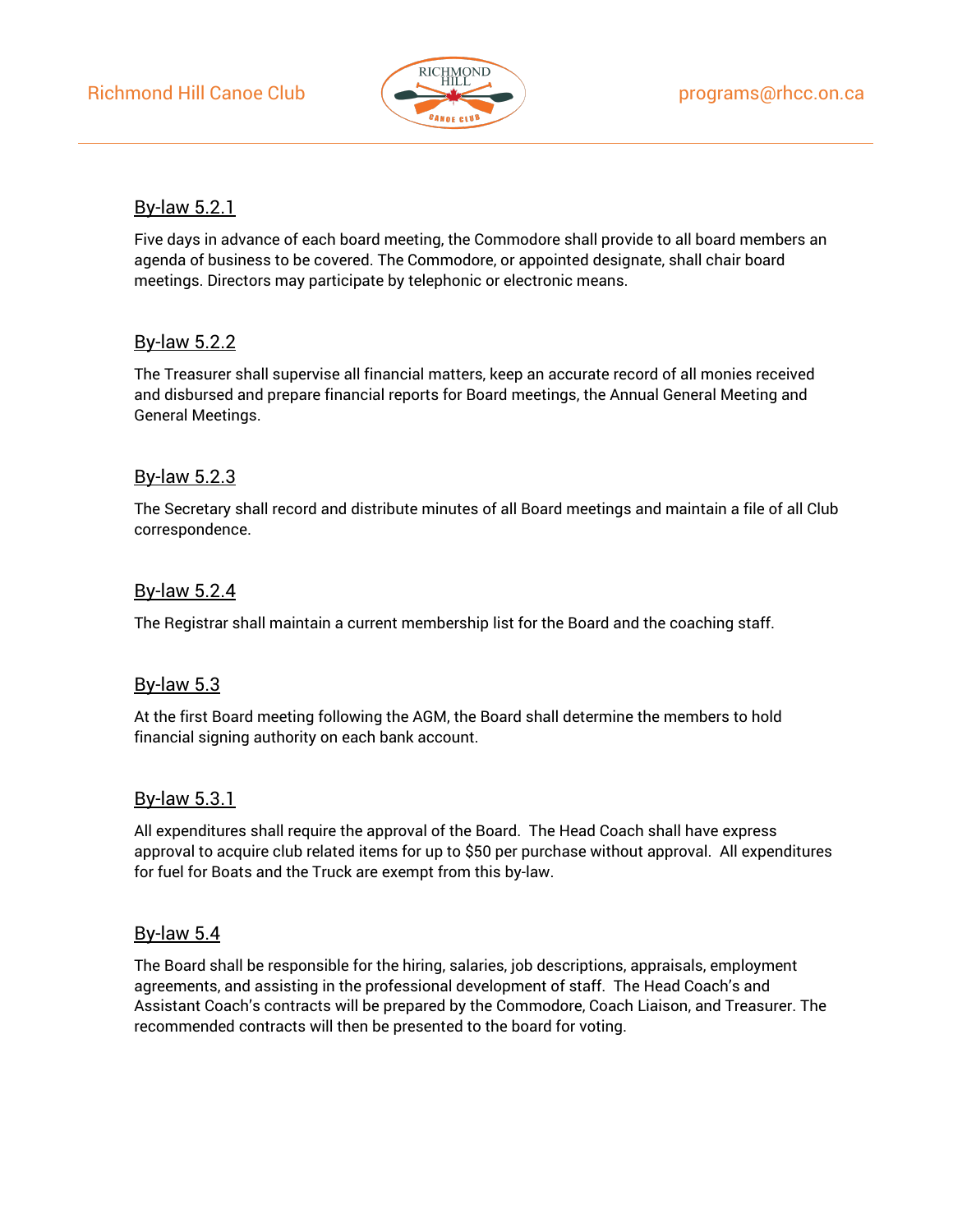## By-law 5.2.1

Five days in advance of each board meeting, the Commodore shall provide to all board members an agenda of business to be covered. The Commodore, or appointed designate, shall chair board meetings. Directors may participate by telephonic or electronic means.

## By-law 5.2.2

The Treasurer shall supervise all financial matters, keep an accurate record of all monies received and disbursed and prepare financial reports for Board meetings, the Annual General Meeting and General Meetings.

## By-law 5.2.3

The Secretary shall record and distribute minutes of all Board meetings and maintain a file of all Club correspondence.

## By-law 5.2.4

The Registrar shall maintain a current membership list for the Board and the coaching staff.

## By-law 5.3

At the first Board meeting following the AGM, the Board shall determine the members to hold financial signing authority on each bank account.

## By-law 5.3.1

All expenditures shall require the approval of the Board. The Head Coach shall have express approval to acquire club related items for up to $50 per purchase without approval. All expenditures for fuel for Boats and the Truck are exempt from this by-law.

## By-law 5.4

The Board shall be responsible for the hiring, salaries, job descriptions, appraisals, employment agreements, and assisting in the professional development of staff. The Head Coach's and Assistant Coach's contracts will be prepared by the Commodore, Coach Liaison, and Treasurer. The recommended contracts will then be presented to the board for voting.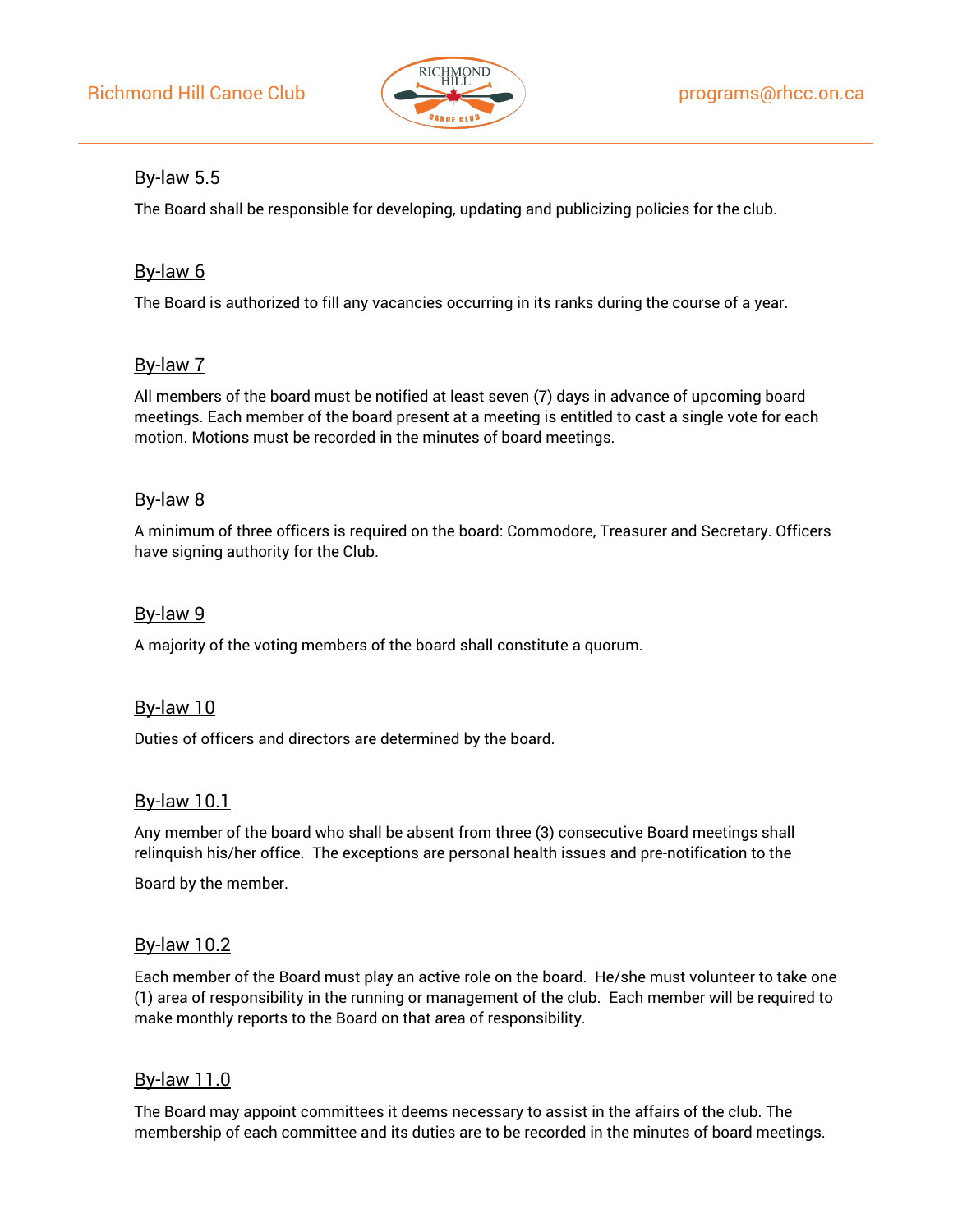### By-law 5.5

The Board shall be responsible for developing, updating and publicizing policies for the club.

### By-law 6

The Board is authorized to fill any vacancies occurring in its ranks during the course of a year.

### By-law 7

All members of the board must be notified at least seven (7) days in advance of upcoming board meetings. Each member of the board present at a meeting is entitled to cast a single vote for each motion. Motions must be recorded in the minutes of board meetings.

### By-law 8

A minimum of three officers is required on the board: Commodore, Treasurer and Secretary. Officers have signing authority for the Club.

### By-law 9

A majority of the voting members of the board shall constitute a quorum.

### By-law 10

Duties of officers and directors are determined by the board.

### By-law 10.1

Any member of the board who shall be absent from three (3) consecutive Board meetings shall relinquish his/her office. The exceptions are personal health issues and pre-notification to the Board by the member.

### By-law 10.2

Each member of the Board must play an active role on the board. He/she must volunteer to take one (1) area of responsibility in the running or management of the club. Each member will be required to make monthly reports to the Board on that area of responsibility.

### By-law 11.0

The Board may appoint committees it deems necessary to assist in the affairs of the club. The membership of each committee and its duties are to be recorded in the minutes of board meetings.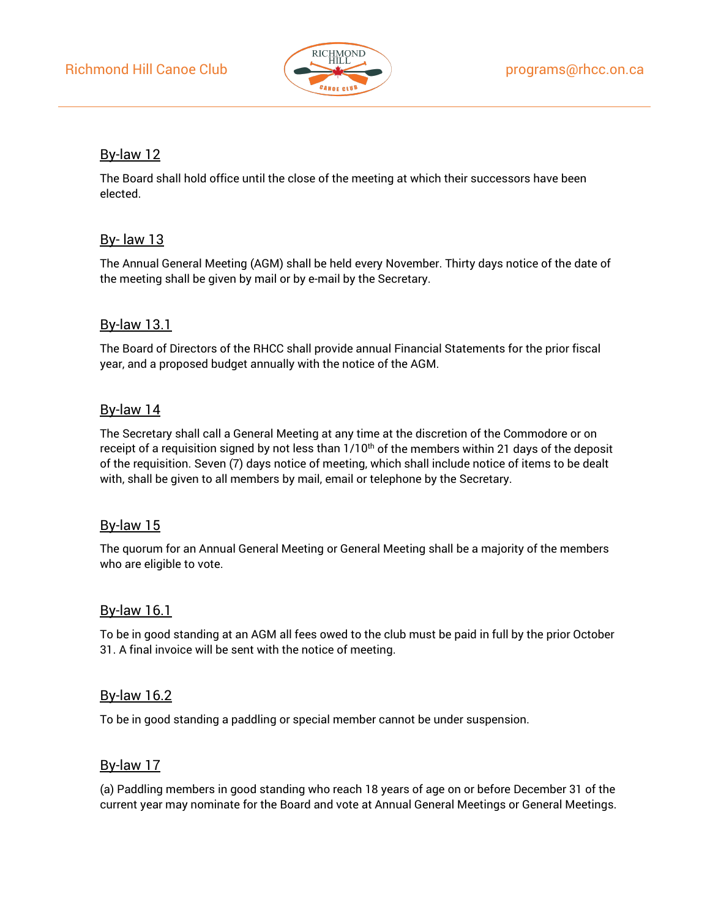## By-law 12

The Board shall hold office until the close of the meeting at which their successors have been elected.

## By- law 13

The Annual General Meeting (AGM) shall be held every November. Thirty days notice of the date of the meeting shall be given by mail or by e-mail by the Secretary.

## By-law 13.1

The Board of Directors of the RHCC shall provide annual Financial Statements for the prior fiscal year, and a proposed budget annually with the notice of the AGM.

## By-law 14

The Secretary shall call a General Meeting at any time at the discretion of the Commodore or on receipt of a requisition signed by not less than 1/10th of the members within 21 days of the deposit of the requisition. Seven (7) days notice of meeting, which shall include notice of items to be dealt with, shall be given to all members by mail, email or telephone by the Secretary.

## By-law 15

The quorum for an Annual General Meeting or General Meeting shall be a majority of the members who are eligible to vote.

## By-law 16.1

To be in good standing at an AGM all fees owed to the club must be paid in full by the prior October 31. A final invoice will be sent with the notice of meeting.

## By-law 16.2

To be in good standing a paddling or special member cannot be under suspension.

## By-law 17

(a) Paddling members in good standing who reach 18 years of age on or before December 31 of the current year may nominate for the Board and vote at Annual General Meetings or General Meetings.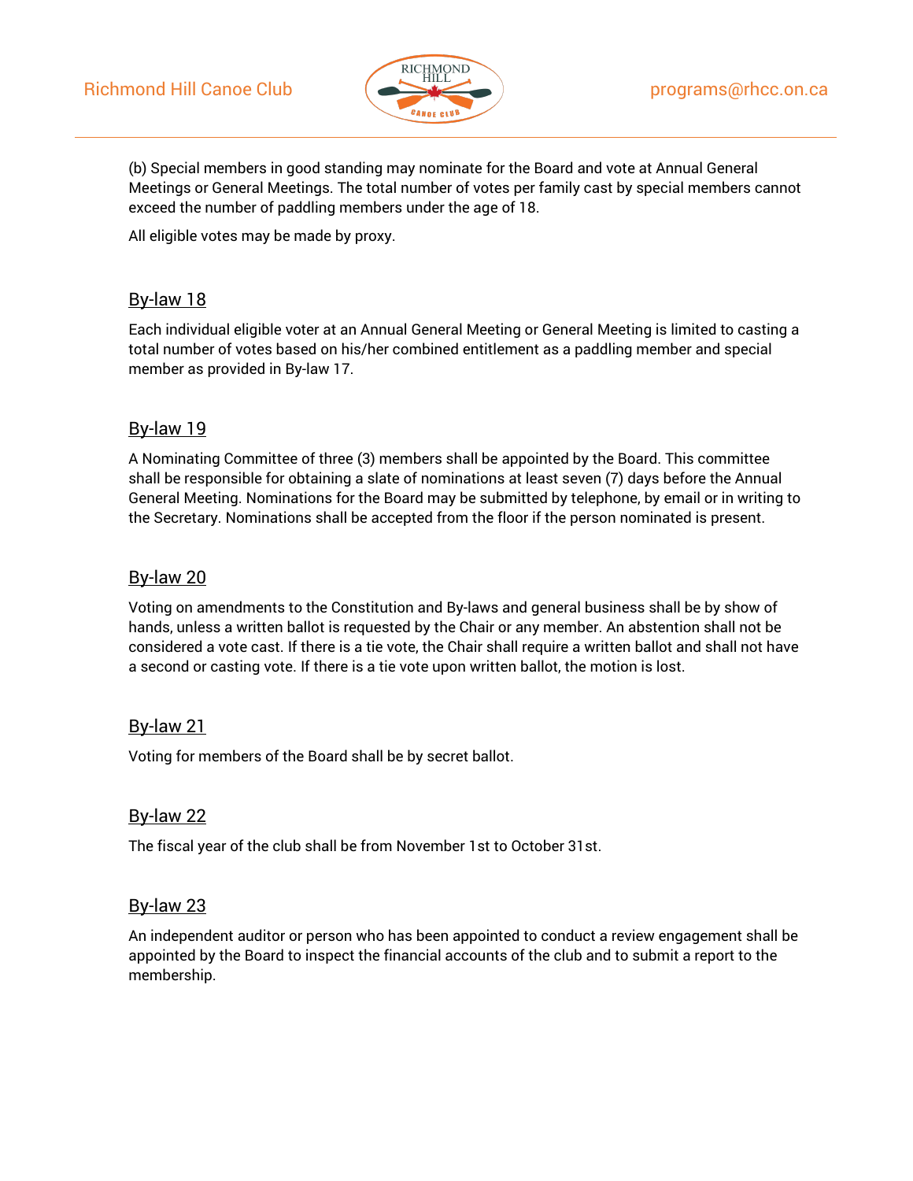(b) Special members in good standing may nominate for the Board and vote at Annual General Meetings or General Meetings. The total number of votes per family cast by special members cannot exceed the number of paddling members under the age of 18.

All eligible votes may be made by proxy.

## By-law 18

Each individual eligible voter at an Annual General Meeting or General Meeting is limited to casting a total number of votes based on his/her combined entitlement as a paddling member and special member as provided in By-law 17.

## By-law 19

A Nominating Committee of three (3) members shall be appointed by the Board. This committee shall be responsible for obtaining a slate of nominations at least seven (7) days before the Annual General Meeting. Nominations for the Board may be submitted by telephone, by email or in writing to the Secretary. Nominations shall be accepted from the floor if the person nominated is present.

## By-law 20

Voting on amendments to the Constitution and By-laws and general business shall be by show of hands, unless a written ballot is requested by the Chair or any member. An abstention shall not be considered a vote cast. If there is a tie vote, the Chair shall require a written ballot and shall not have a second or casting vote. If there is a tie vote upon written ballot, the motion is lost.

## By-law 21

Voting for members of the Board shall be by secret ballot.

## By-law 22

The fiscal year of the club shall be from November 1st to October 31st.

## By-law 23

An independent auditor or person who has been appointed to conduct a review engagement shall be appointed by the Board to inspect the financial accounts of the club and to submit a report to the membership.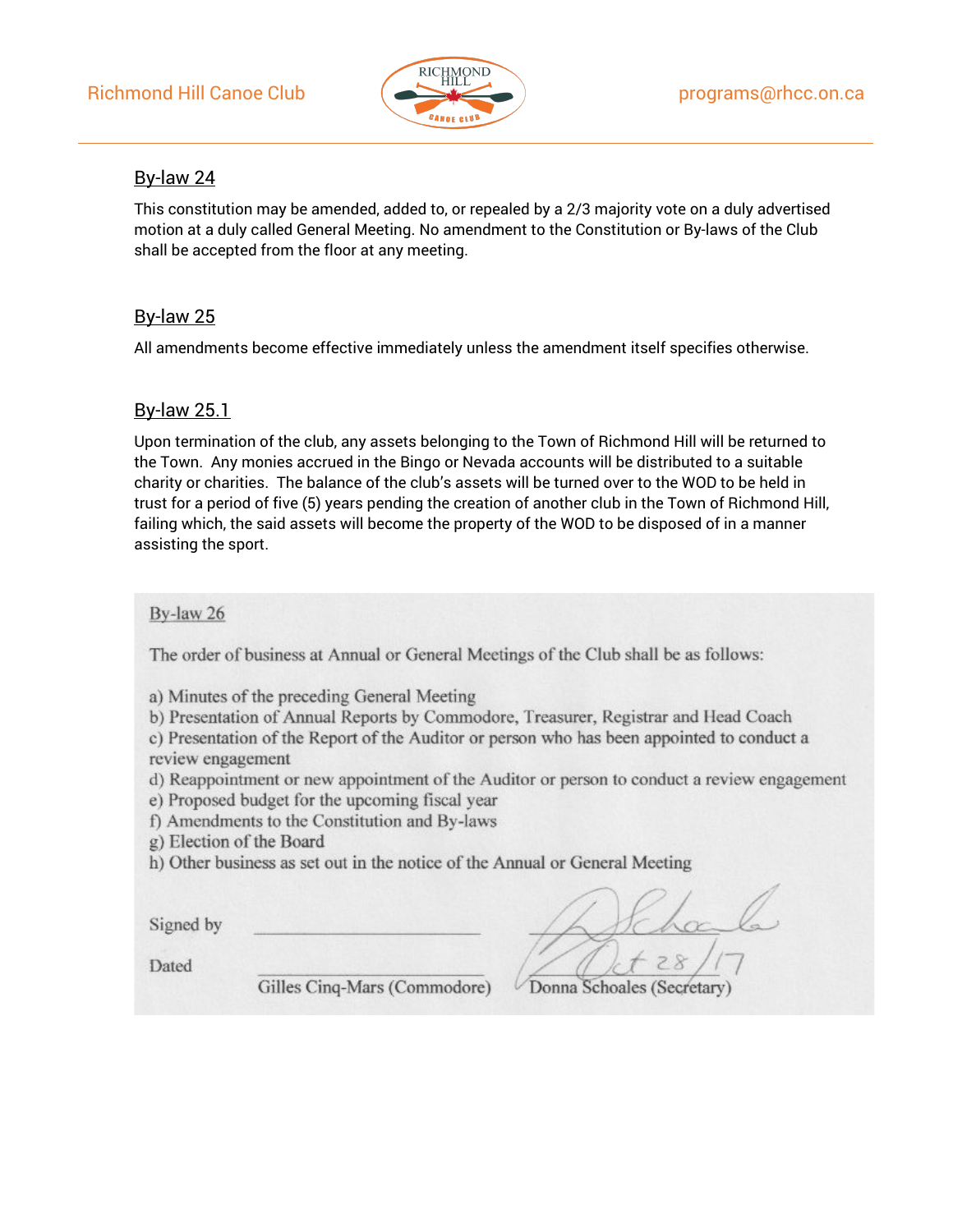## By-law 24

This constitution may be amended, added to, or repealed by a 2/3 majority vote on a duly advertised motion at a duly called General Meeting. No amendment to the Constitution or By-laws of the Club shall be accepted from the floor at any meeting.

## By-law 25

All amendments become effective immediately unless the amendment itself specifies otherwise.

## By-law 25.1

Upon termination of the club, any assets belonging to the Town of Richmond Hill will be returned to the Town. Any monies accrued in the Bingo or Nevada accounts will be distributed to a suitable charity or charities. The balance of the club's assets will be turned over to the WOD to be held in trust for a period of five (5) years pending the creation of another club in the Town of Richmond Hill, failing which, the said assets will become the property of the WOD to be disposed of in a manner assisting the sport.

## By-law 26

The order of business at Annual or General Meetings of the Club shall be as follows:

a) Minutes of the preceding General Meeting
b) Presentation of Annual Reports by Commodore, Treasurer, Registrar and Head Coach
c) Presentation of the Report of the Auditor or person who has been appointed to conduct a review engagement
d) Reappointment or new appointment of the Auditor or person to conduct a review engagement
e) Proposed budget for the upcoming fiscal year
f) Amendments to the Constitution and By-laws
g) Election of the Board
h) Other business as set out in the notice of the Annual or General Meeting

Signed by \_\_\_\_\_\_\_\_\_\_\_\_\_\_\_\_\_\_\_\_ D Schoales

Dated \_\_\_\_\_\_\_\_\_\_\_\_\_\_\_\_\_\_\_\_ Oct 28/17

Gilles Cinq-Mars (Commodore) Donna Schoales (Secretary)